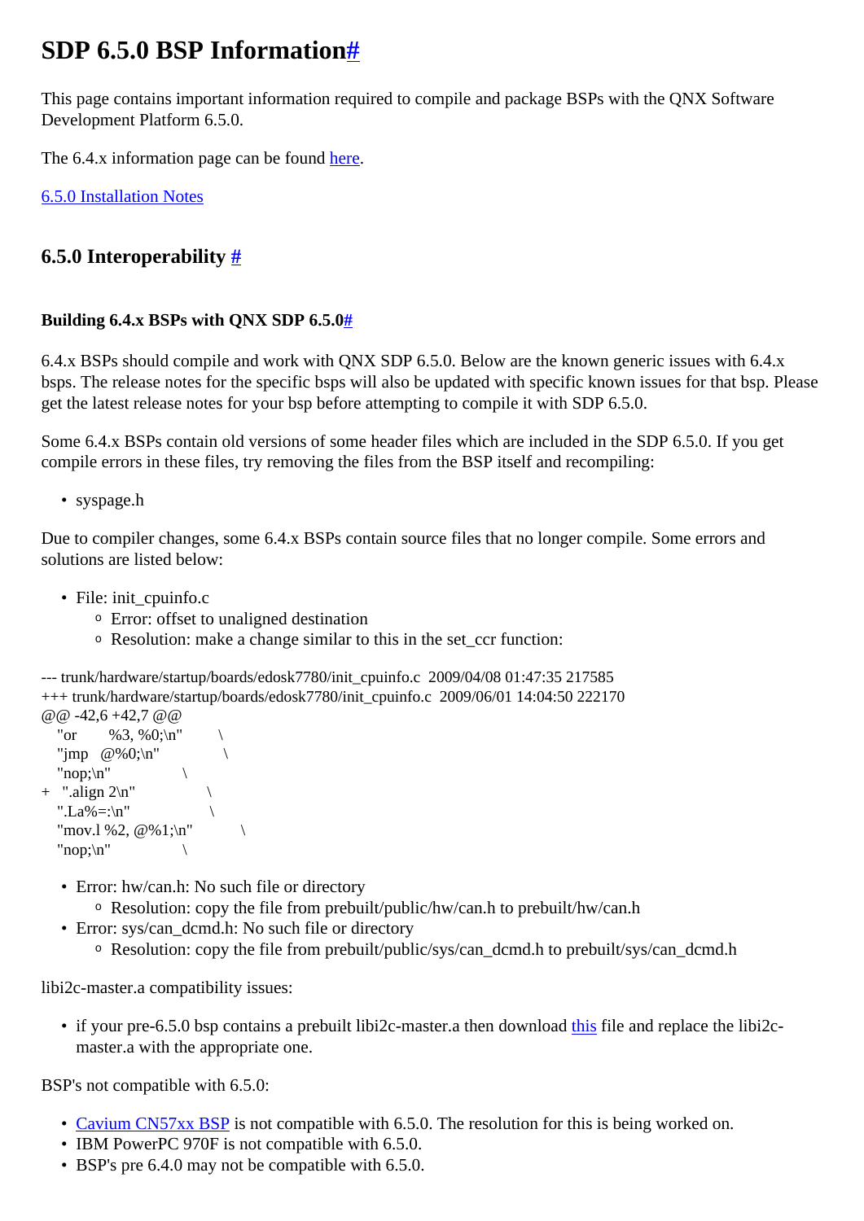# SDP 6.5.0 BSP Information#

This page contains important information required to compile and package BSPs with the QNX Software Development Platform 6.5.0.

The 6.4.x information page can be found here.

6.5.0 Installation Notes

## 6.5.0 Interoperability #

### Building 6.4.x BSPs with QNX SDP 6.5.0#

6.4.x BSPs should compile and work with QNX SDP 6.5.0. Below are the known generic issues with 6.4.x bsps. The release notes for the specific bsps will also be updated with specific known issues for that bsp. Please get the latest release notes for your bsp before attempting to compile it with SDP 6.5.0.

Some 6.4.x BSPs contain old versions of some header files which are included in the SDP 6.5.0. If you get compile errors in these files, try removing the files from the BSP itself and recompiling:

- syspage.h

Due to compiler changes, some 6.4.x BSPs contain source files that no longer compile. Some errors and solutions are listed below:

- File: init_cpuinfo.c
  - Error: offset to unaligned destination
  - Resolution: make a change similar to this in the set_ccr function:

```
--- trunk/hardware/startup/boards/edosk7780/init_cpuinfo.c  2009/04/08 01:47:35 217585
+++ trunk/hardware/startup/boards/edosk7780/init_cpuinfo.c  2009/06/01 14:04:50 222170
@@ -42,6 +42,7 @@
   "or       %3, %0;\n"        \
   "jmp   @%0;\n"              \
   "nop;\n"                 \
+   ".align 2\n"                \
   ".La%=:\n"                  \
   "mov.l %2, @%1;\n"          \
   "nop;\n"                 \
```

- Error: hw/can.h: No such file or directory
  - Resolution: copy the file from prebuilt/public/hw/can.h to prebuilt/hw/can.h
- Error: sys/can_dcmd.h: No such file or directory
  - Resolution: copy the file from prebuilt/public/sys/can_dcmd.h to prebuilt/sys/can_dcmd.h

libi2c-master.a compatibility issues:

- if your pre-6.5.0 bsp contains a prebuilt libi2c-master.a then download this file and replace the libi2c-master.a with the appropriate one.

BSP's not compatible with 6.5.0:

- Cavium CN57xx BSP is not compatible with 6.5.0. The resolution for this is being worked on.
- IBM PowerPC 970F is not compatible with 6.5.0.
- BSP's pre 6.4.0 may not be compatible with 6.5.0.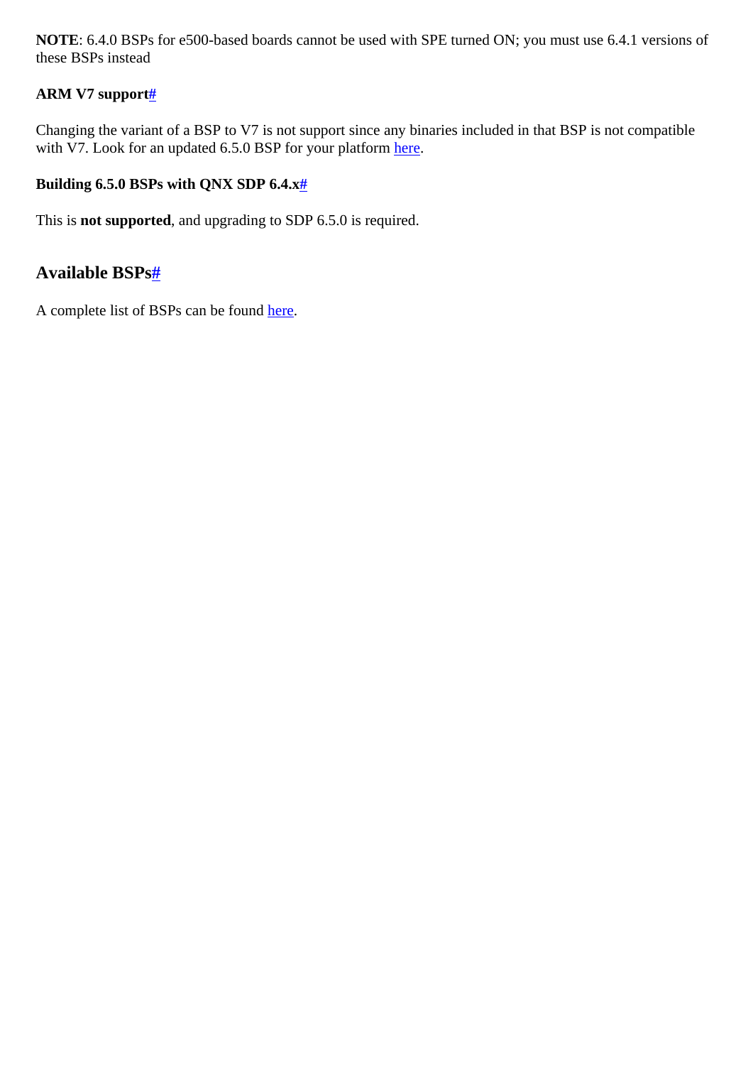**NOTE**: 6.4.0 BSPs for e500-based boards cannot be used with SPE turned ON; you must use 6.4.1 versions of these BSPs instead

### ARM V7 support#

Changing the variant of a BSP to V7 is not support since any binaries included in that BSP is not compatible with V7. Look for an updated 6.5.0 BSP for your platform here.

### Building 6.5.0 BSPs with QNX SDP 6.4.x#

This is **not supported**, and upgrading to SDP 6.5.0 is required.

## Available BSPs#

A complete list of BSPs can be found here.